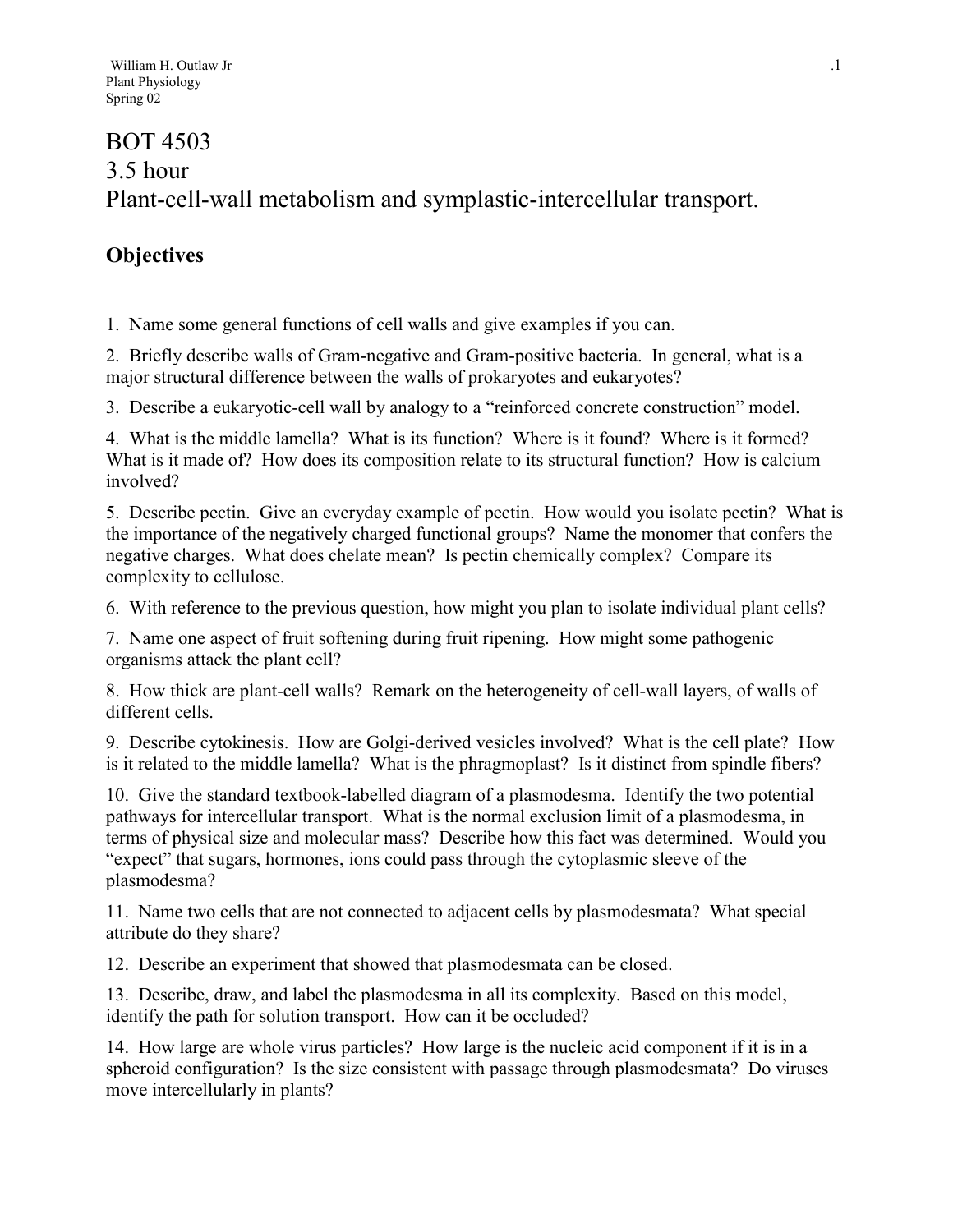William H. Outlaw Jr
Plant Physiology
Spring 02

# BOT 4503
# 3.5 hour
# Plant-cell-wall metabolism and symplastic-intercellular transport.

## Objectives

1. Name some general functions of cell walls and give examples if you can.

2. Briefly describe walls of Gram-negative and Gram-positive bacteria. In general, what is a major structural difference between the walls of prokaryotes and eukaryotes?

3. Describe a eukaryotic-cell wall by analogy to a "reinforced concrete construction" model.

4. What is the middle lamella? What is its function? Where is it found? Where is it formed? What is it made of? How does its composition relate to its structural function? How is calcium involved?

5. Describe pectin. Give an everyday example of pectin. How would you isolate pectin? What is the importance of the negatively charged functional groups? Name the monomer that confers the negative charges. What does chelate mean? Is pectin chemically complex? Compare its complexity to cellulose.

6. With reference to the previous question, how might you plan to isolate individual plant cells?

7. Name one aspect of fruit softening during fruit ripening. How might some pathogenic organisms attack the plant cell?

8. How thick are plant-cell walls? Remark on the heterogeneity of cell-wall layers, of walls of different cells.

9. Describe cytokinesis. How are Golgi-derived vesicles involved? What is the cell plate? How is it related to the middle lamella? What is the phragmoplast? Is it distinct from spindle fibers?

10. Give the standard textbook-labelled diagram of a plasmodesma. Identify the two potential pathways for intercellular transport. What is the normal exclusion limit of a plasmodesma, in terms of physical size and molecular mass? Describe how this fact was determined. Would you "expect" that sugars, hormones, ions could pass through the cytoplasmic sleeve of the plasmodesma?

11. Name two cells that are not connected to adjacent cells by plasmodesmata? What special attribute do they share?

12. Describe an experiment that showed that plasmodesmata can be closed.

13. Describe, draw, and label the plasmodesma in all its complexity. Based on this model, identify the path for solution transport. How can it be occluded?

14. How large are whole virus particles? How large is the nucleic acid component if it is in a spheroid configuration? Is the size consistent with passage through plasmodesmata? Do viruses move intercellularly in plants?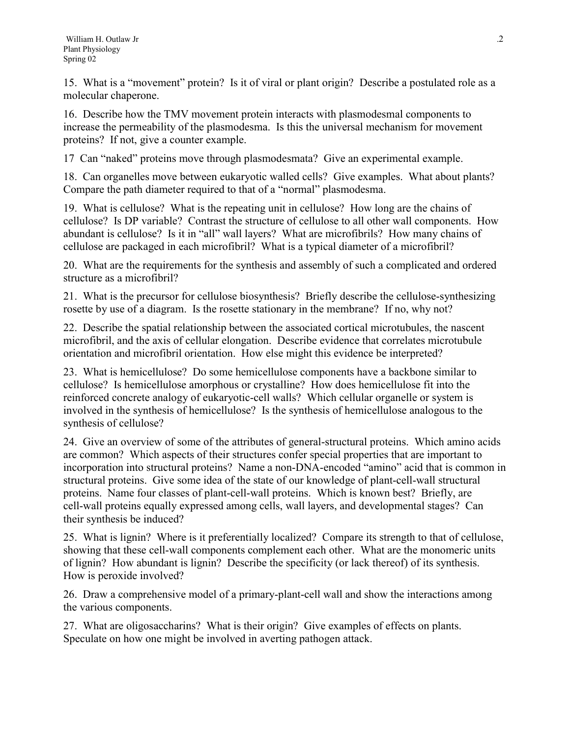15. What is a "movement" protein? Is it of viral or plant origin? Describe a postulated role as a molecular chaperone.

16. Describe how the TMV movement protein interacts with plasmodesmal components to increase the permeability of the plasmodesma. Is this the universal mechanism for movement proteins? If not, give a counter example.

17 Can "naked" proteins move through plasmodesmata? Give an experimental example.

18. Can organelles move between eukaryotic walled cells? Give examples. What about plants? Compare the path diameter required to that of a "normal" plasmodesma.

19. What is cellulose? What is the repeating unit in cellulose? How long are the chains of cellulose? Is DP variable? Contrast the structure of cellulose to all other wall components. How abundant is cellulose? Is it in "all" wall layers? What are microfibrils? How many chains of cellulose are packaged in each microfibril? What is a typical diameter of a microfibril?

20. What are the requirements for the synthesis and assembly of such a complicated and ordered structure as a microfibril?

21. What is the precursor for cellulose biosynthesis? Briefly describe the cellulose-synthesizing rosette by use of a diagram. Is the rosette stationary in the membrane? If no, why not?

22. Describe the spatial relationship between the associated cortical microtubules, the nascent microfibril, and the axis of cellular elongation. Describe evidence that correlates microtubule orientation and microfibril orientation. How else might this evidence be interpreted?

23. What is hemicellulose? Do some hemicellulose components have a backbone similar to cellulose? Is hemicellulose amorphous or crystalline? How does hemicellulose fit into the reinforced concrete analogy of eukaryotic-cell walls? Which cellular organelle or system is involved in the synthesis of hemicellulose? Is the synthesis of hemicellulose analogous to the synthesis of cellulose?

24. Give an overview of some of the attributes of general-structural proteins. Which amino acids are common? Which aspects of their structures confer special properties that are important to incorporation into structural proteins? Name a non-DNA-encoded "amino" acid that is common in structural proteins. Give some idea of the state of our knowledge of plant-cell-wall structural proteins. Name four classes of plant-cell-wall proteins. Which is known best? Briefly, are cell-wall proteins equally expressed among cells, wall layers, and developmental stages? Can their synthesis be induced?

25. What is lignin? Where is it preferentially localized? Compare its strength to that of cellulose, showing that these cell-wall components complement each other. What are the monomeric units of lignin? How abundant is lignin? Describe the specificity (or lack thereof) of its synthesis. How is peroxide involved?

26. Draw a comprehensive model of a primary-plant-cell wall and show the interactions among the various components.

27. What are oligosaccharins? What is their origin? Give examples of effects on plants. Speculate on how one might be involved in averting pathogen attack.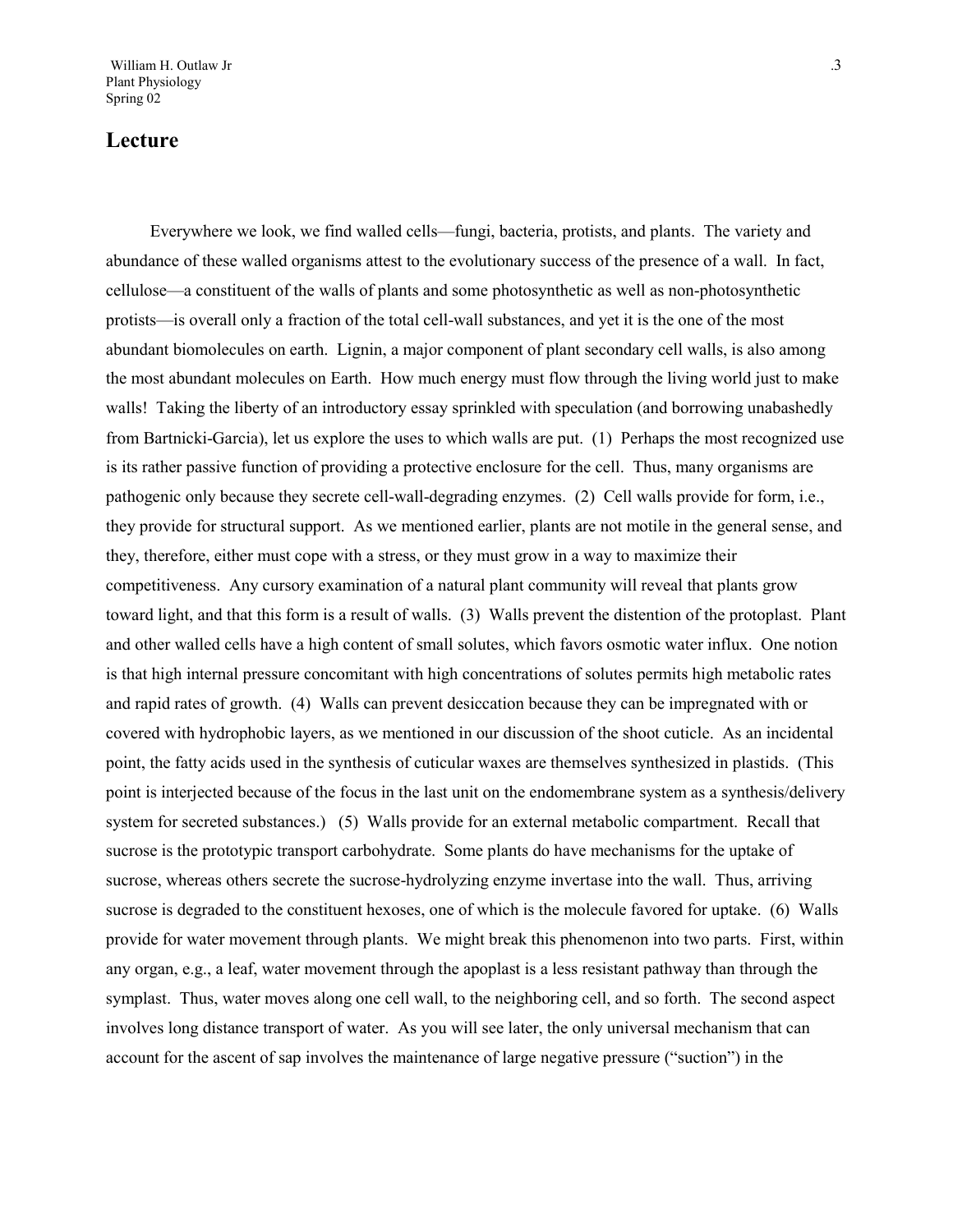## Lecture

Everywhere we look, we find walled cells—fungi, bacteria, protists, and plants. The variety and abundance of these walled organisms attest to the evolutionary success of the presence of a wall. In fact, cellulose—a constituent of the walls of plants and some photosynthetic as well as non-photosynthetic protists—is overall only a fraction of the total cell-wall substances, and yet it is the one of the most abundant biomolecules on earth. Lignin, a major component of plant secondary cell walls, is also among the most abundant molecules on Earth. How much energy must flow through the living world just to make walls! Taking the liberty of an introductory essay sprinkled with speculation (and borrowing unabashedly from Bartnicki-Garcia), let us explore the uses to which walls are put. (1) Perhaps the most recognized use is its rather passive function of providing a protective enclosure for the cell. Thus, many organisms are pathogenic only because they secrete cell-wall-degrading enzymes. (2) Cell walls provide for form, i.e., they provide for structural support. As we mentioned earlier, plants are not motile in the general sense, and they, therefore, either must cope with a stress, or they must grow in a way to maximize their competitiveness. Any cursory examination of a natural plant community will reveal that plants grow toward light, and that this form is a result of walls. (3) Walls prevent the distention of the protoplast. Plant and other walled cells have a high content of small solutes, which favors osmotic water influx. One notion is that high internal pressure concomitant with high concentrations of solutes permits high metabolic rates and rapid rates of growth. (4) Walls can prevent desiccation because they can be impregnated with or covered with hydrophobic layers, as we mentioned in our discussion of the shoot cuticle. As an incidental point, the fatty acids used in the synthesis of cuticular waxes are themselves synthesized in plastids. (This point is interjected because of the focus in the last unit on the endomembrane system as a synthesis/delivery system for secreted substances.) (5) Walls provide for an external metabolic compartment. Recall that sucrose is the prototypic transport carbohydrate. Some plants do have mechanisms for the uptake of sucrose, whereas others secrete the sucrose-hydrolyzing enzyme invertase into the wall. Thus, arriving sucrose is degraded to the constituent hexoses, one of which is the molecule favored for uptake. (6) Walls provide for water movement through plants. We might break this phenomenon into two parts. First, within any organ, e.g., a leaf, water movement through the apoplast is a less resistant pathway than through the symplast. Thus, water moves along one cell wall, to the neighboring cell, and so forth. The second aspect involves long distance transport of water. As you will see later, the only universal mechanism that can account for the ascent of sap involves the maintenance of large negative pressure ("suction") in the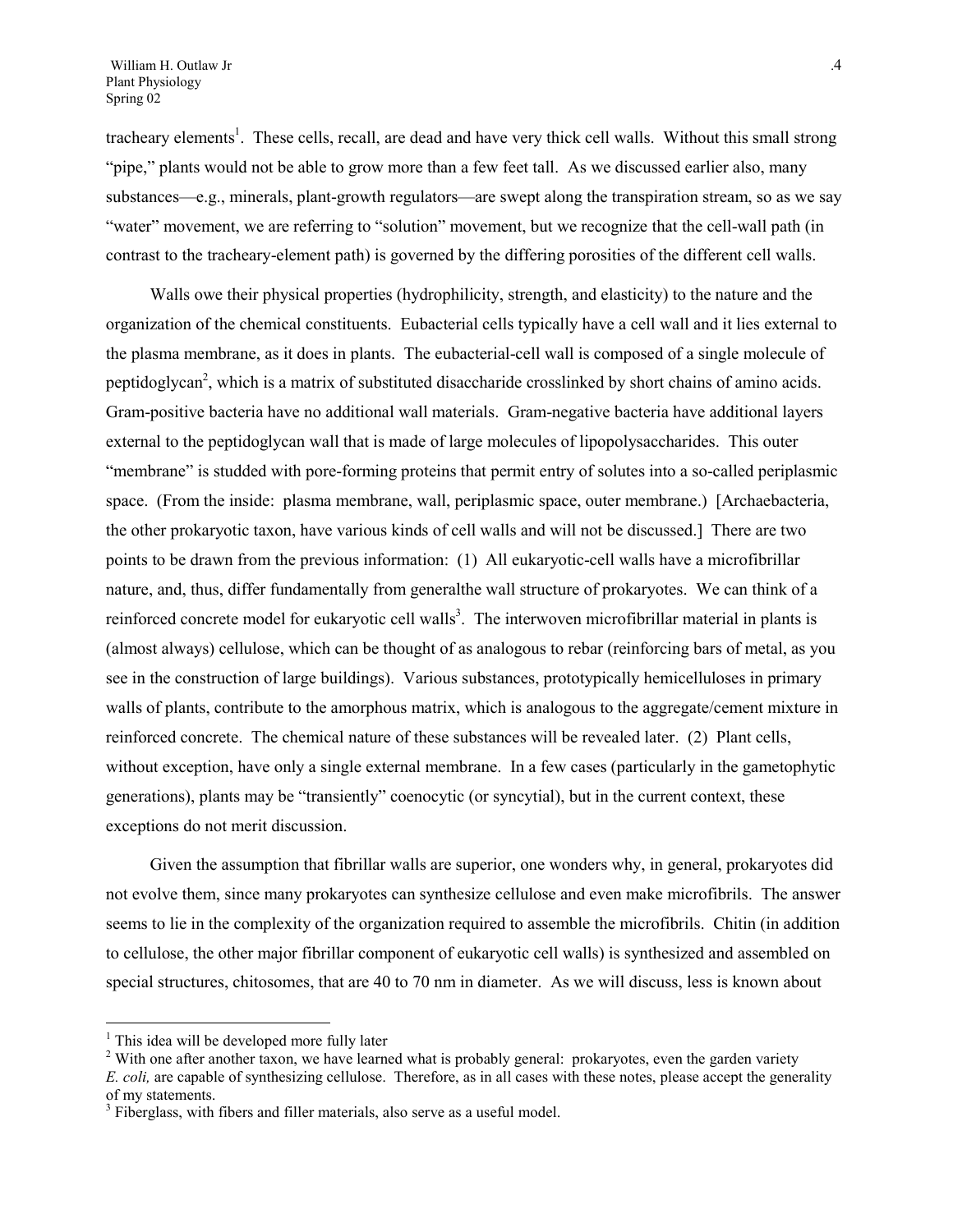tracheary elements[1]. These cells, recall, are dead and have very thick cell walls. Without this small strong "pipe," plants would not be able to grow more than a few feet tall. As we discussed earlier also, many substances—e.g., minerals, plant-growth regulators—are swept along the transpiration stream, so as we say "water" movement, we are referring to "solution" movement, but we recognize that the cell-wall path (in contrast to the tracheary-element path) is governed by the differing porosities of the different cell walls.

Walls owe their physical properties (hydrophilicity, strength, and elasticity) to the nature and the organization of the chemical constituents. Eubacterial cells typically have a cell wall and it lies external to the plasma membrane, as it does in plants. The eubacterial-cell wall is composed of a single molecule of peptidoglycan[2], which is a matrix of substituted disaccharide crosslinked by short chains of amino acids. Gram-positive bacteria have no additional wall materials. Gram-negative bacteria have additional layers external to the peptidoglycan wall that is made of large molecules of lipopolysaccharides. This outer "membrane" is studded with pore-forming proteins that permit entry of solutes into a so-called periplasmic space. (From the inside: plasma membrane, wall, periplasmic space, outer membrane.) [Archaebacteria, the other prokaryotic taxon, have various kinds of cell walls and will not be discussed.] There are two points to be drawn from the previous information: (1) All eukaryotic-cell walls have a microfibrillar nature, and, thus, differ fundamentally from generalthe wall structure of prokaryotes. We can think of a reinforced concrete model for eukaryotic cell walls[3]. The interwoven microfibrillar material in plants is (almost always) cellulose, which can be thought of as analogous to rebar (reinforcing bars of metal, as you see in the construction of large buildings). Various substances, prototypically hemicelluloses in primary walls of plants, contribute to the amorphous matrix, which is analogous to the aggregate/cement mixture in reinforced concrete. The chemical nature of these substances will be revealed later. (2) Plant cells, without exception, have only a single external membrane. In a few cases (particularly in the gametophytic generations), plants may be "transiently" coenocytic (or syncytial), but in the current context, these exceptions do not merit discussion.

Given the assumption that fibrillar walls are superior, one wonders why, in general, prokaryotes did not evolve them, since many prokaryotes can synthesize cellulose and even make microfibrils. The answer seems to lie in the complexity of the organization required to assemble the microfibrils. Chitin (in addition to cellulose, the other major fibrillar component of eukaryotic cell walls) is synthesized and assembled on special structures, chitosomes, that are 40 to 70 nm in diameter. As we will discuss, less is known about

---

[1] This idea will be developed more fully later

[2] With one after another taxon, we have learned what is probably general: prokaryotes, even the garden variety *E. coli,* are capable of synthesizing cellulose. Therefore, as in all cases with these notes, please accept the generality of my statements.

[3] Fiberglass, with fibers and filler materials, also serve as a useful model.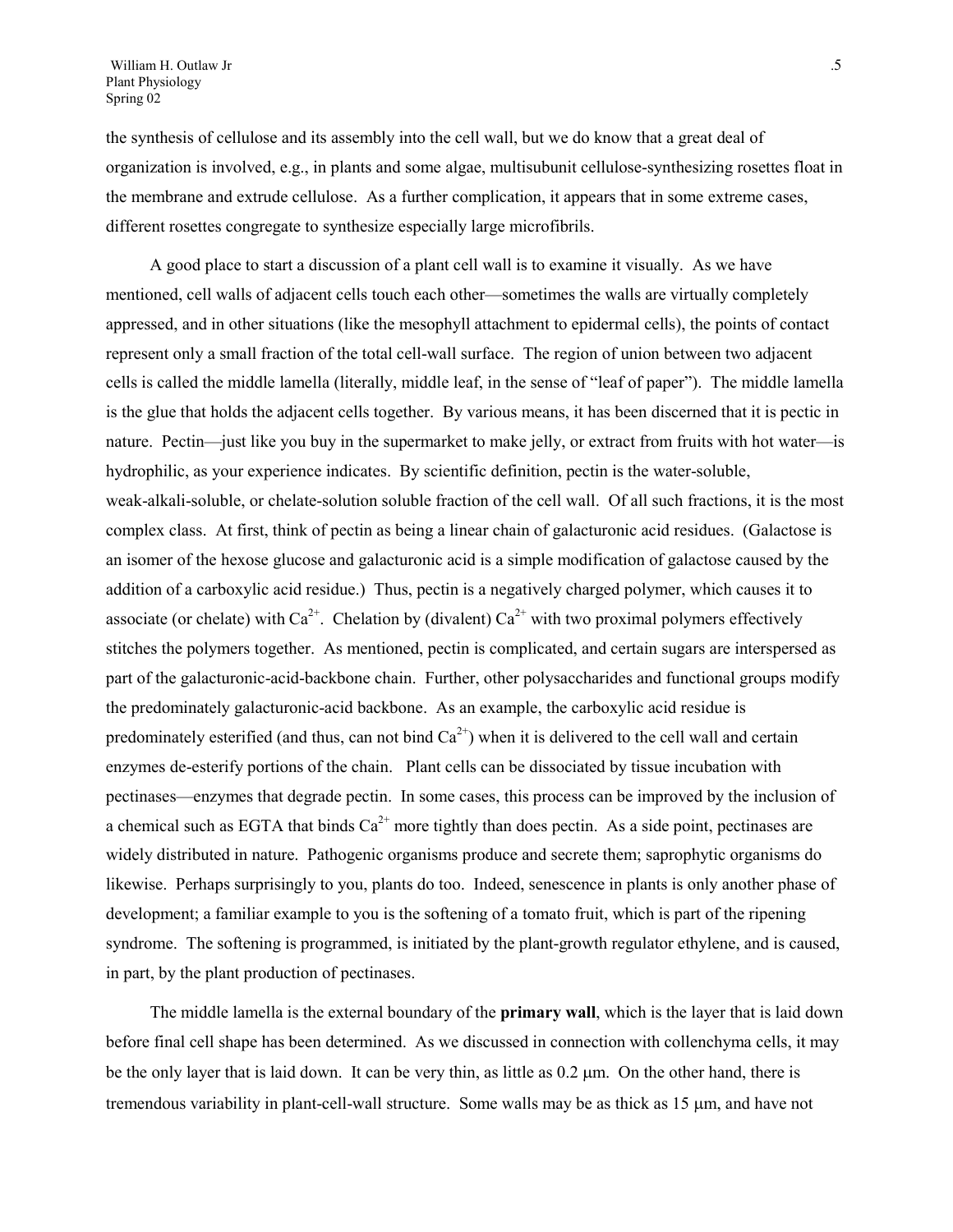the synthesis of cellulose and its assembly into the cell wall, but we do know that a great deal of organization is involved, e.g., in plants and some algae, multisubunit cellulose-synthesizing rosettes float in the membrane and extrude cellulose. As a further complication, it appears that in some extreme cases, different rosettes congregate to synthesize especially large microfibrils.

A good place to start a discussion of a plant cell wall is to examine it visually. As we have mentioned, cell walls of adjacent cells touch each other—sometimes the walls are virtually completely appressed, and in other situations (like the mesophyll attachment to epidermal cells), the points of contact represent only a small fraction of the total cell-wall surface. The region of union between two adjacent cells is called the middle lamella (literally, middle leaf, in the sense of "leaf of paper"). The middle lamella is the glue that holds the adjacent cells together. By various means, it has been discerned that it is pectic in nature. Pectin—just like you buy in the supermarket to make jelly, or extract from fruits with hot water—is hydrophilic, as your experience indicates. By scientific definition, pectin is the water-soluble, weak-alkali-soluble, or chelate-solution soluble fraction of the cell wall. Of all such fractions, it is the most complex class. At first, think of pectin as being a linear chain of galacturonic acid residues. (Galactose is an isomer of the hexose glucose and galacturonic acid is a simple modification of galactose caused by the addition of a carboxylic acid residue.) Thus, pectin is a negatively charged polymer, which causes it to associate (or chelate) with $Ca^{2+}$. Chelation by (divalent) $Ca^{2+}$ with two proximal polymers effectively stitches the polymers together. As mentioned, pectin is complicated, and certain sugars are interspersed as part of the galacturonic-acid-backbone chain. Further, other polysaccharides and functional groups modify the predominately galacturonic-acid backbone. As an example, the carboxylic acid residue is predominately esterified (and thus, can not bind $Ca^{2+}$) when it is delivered to the cell wall and certain enzymes de-esterify portions of the chain. Plant cells can be dissociated by tissue incubation with pectinases—enzymes that degrade pectin. In some cases, this process can be improved by the inclusion of a chemical such as EGTA that binds $Ca^{2+}$ more tightly than does pectin. As a side point, pectinases are widely distributed in nature. Pathogenic organisms produce and secrete them; saprophytic organisms do likewise. Perhaps surprisingly to you, plants do too. Indeed, senescence in plants is only another phase of development; a familiar example to you is the softening of a tomato fruit, which is part of the ripening syndrome. The softening is programmed, is initiated by the plant-growth regulator ethylene, and is caused, in part, by the plant production of pectinases.

The middle lamella is the external boundary of the **primary wall**, which is the layer that is laid down before final cell shape has been determined. As we discussed in connection with collenchyma cells, it may be the only layer that is laid down. It can be very thin, as little as 0.2 μm. On the other hand, there is tremendous variability in plant-cell-wall structure. Some walls may be as thick as 15 μm, and have not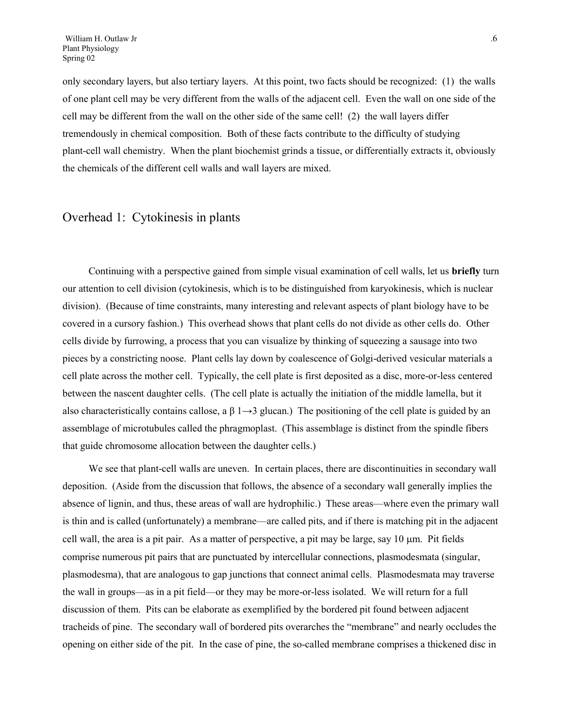only secondary layers, but also tertiary layers. At this point, two facts should be recognized: (1) the walls of one plant cell may be very different from the walls of the adjacent cell. Even the wall on one side of the cell may be different from the wall on the other side of the same cell! (2) the wall layers differ tremendously in chemical composition. Both of these facts contribute to the difficulty of studying plant-cell wall chemistry. When the plant biochemist grinds a tissue, or differentially extracts it, obviously the chemicals of the different cell walls and wall layers are mixed.

## Overhead 1: Cytokinesis in plants

Continuing with a perspective gained from simple visual examination of cell walls, let us **briefly** turn our attention to cell division (cytokinesis, which is to be distinguished from karyokinesis, which is nuclear division). (Because of time constraints, many interesting and relevant aspects of plant biology have to be covered in a cursory fashion.) This overhead shows that plant cells do not divide as other cells do. Other cells divide by furrowing, a process that you can visualize by thinking of squeezing a sausage into two pieces by a constricting noose. Plant cells lay down by coalescence of Golgi-derived vesicular materials a cell plate across the mother cell. Typically, the cell plate is first deposited as a disc, more-or-less centered between the nascent daughter cells. (The cell plate is actually the initiation of the middle lamella, but it also characteristically contains callose, a $\beta$ 1→3 glucan.) The positioning of the cell plate is guided by an assemblage of microtubules called the phragmoplast. (This assemblage is distinct from the spindle fibers that guide chromosome allocation between the daughter cells.)

We see that plant-cell walls are uneven. In certain places, there are discontinuities in secondary wall deposition. (Aside from the discussion that follows, the absence of a secondary wall generally implies the absence of lignin, and thus, these areas of wall are hydrophilic.) These areas—where even the primary wall is thin and is called (unfortunately) a membrane—are called pits, and if there is matching pit in the adjacent cell wall, the area is a pit pair. As a matter of perspective, a pit may be large, say 10 μm. Pit fields comprise numerous pit pairs that are punctuated by intercellular connections, plasmodesmata (singular, plasmodesma), that are analogous to gap junctions that connect animal cells. Plasmodesmata may traverse the wall in groups—as in a pit field—or they may be more-or-less isolated. We will return for a full discussion of them. Pits can be elaborate as exemplified by the bordered pit found between adjacent tracheids of pine. The secondary wall of bordered pits overarches the "membrane" and nearly occludes the opening on either side of the pit. In the case of pine, the so-called membrane comprises a thickened disc in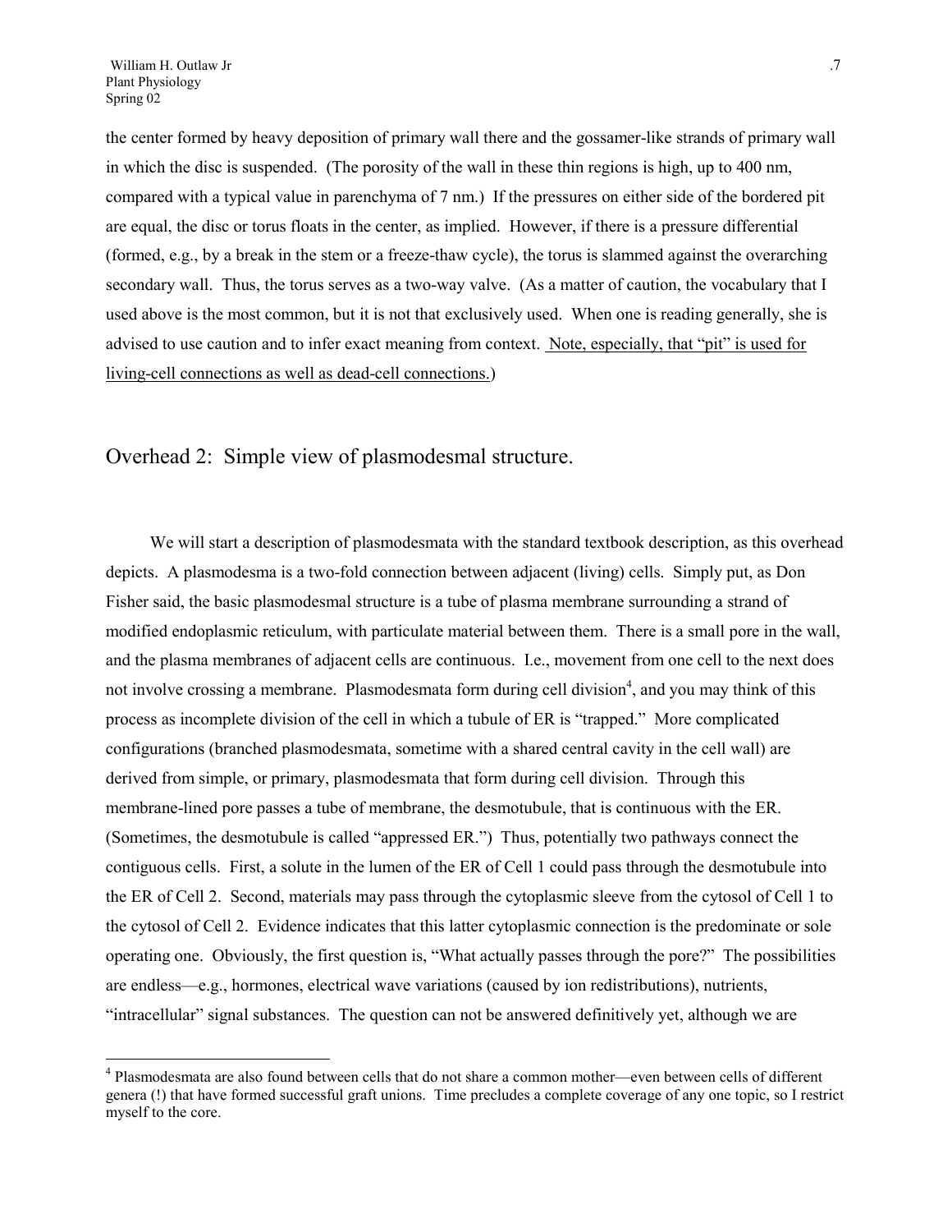the center formed by heavy deposition of primary wall there and the gossamer-like strands of primary wall in which the disc is suspended. (The porosity of the wall in these thin regions is high, up to 400 nm, compared with a typical value in parenchyma of 7 nm.) If the pressures on either side of the bordered pit are equal, the disc or torus floats in the center, as implied. However, if there is a pressure differential (formed, e.g., by a break in the stem or a freeze-thaw cycle), the torus is slammed against the overarching secondary wall. Thus, the torus serves as a two-way valve. (As a matter of caution, the vocabulary that I used above is the most common, but it is not that exclusively used. When one is reading generally, she is advised to use caution and to infer exact meaning from context. <u>Note, especially, that "pit" is used for living-cell connections as well as dead-cell connections.</u>)

## Overhead 2: Simple view of plasmodesmal structure.

We will start a description of plasmodesmata with the standard textbook description, as this overhead depicts. A plasmodesma is a two-fold connection between adjacent (living) cells. Simply put, as Don Fisher said, the basic plasmodesmal structure is a tube of plasma membrane surrounding a strand of modified endoplasmic reticulum, with particulate material between them. There is a small pore in the wall, and the plasma membranes of adjacent cells are continuous. I.e., movement from one cell to the next does not involve crossing a membrane. Plasmodesmata form during cell division[4], and you may think of this process as incomplete division of the cell in which a tubule of ER is "trapped." More complicated configurations (branched plasmodesmata, sometime with a shared central cavity in the cell wall) are derived from simple, or primary, plasmodesmata that form during cell division. Through this membrane-lined pore passes a tube of membrane, the desmotubule, that is continuous with the ER. (Sometimes, the desmotubule is called "appressed ER.") Thus, potentially two pathways connect the contiguous cells. First, a solute in the lumen of the ER of Cell 1 could pass through the desmotubule into the ER of Cell 2. Second, materials may pass through the cytoplasmic sleeve from the cytosol of Cell 1 to the cytosol of Cell 2. Evidence indicates that this latter cytoplasmic connection is the predominate or sole operating one. Obviously, the first question is, "What actually passes through the pore?" The possibilities are endless—e.g., hormones, electrical wave variations (caused by ion redistributions), nutrients, "intracellular" signal substances. The question can not be answered definitively yet, although we are

---

[4] Plasmodesmata are also found between cells that do not share a common mother—even between cells of different genera (!) that have formed successful graft unions. Time precludes a complete coverage of any one topic, so I restrict myself to the core.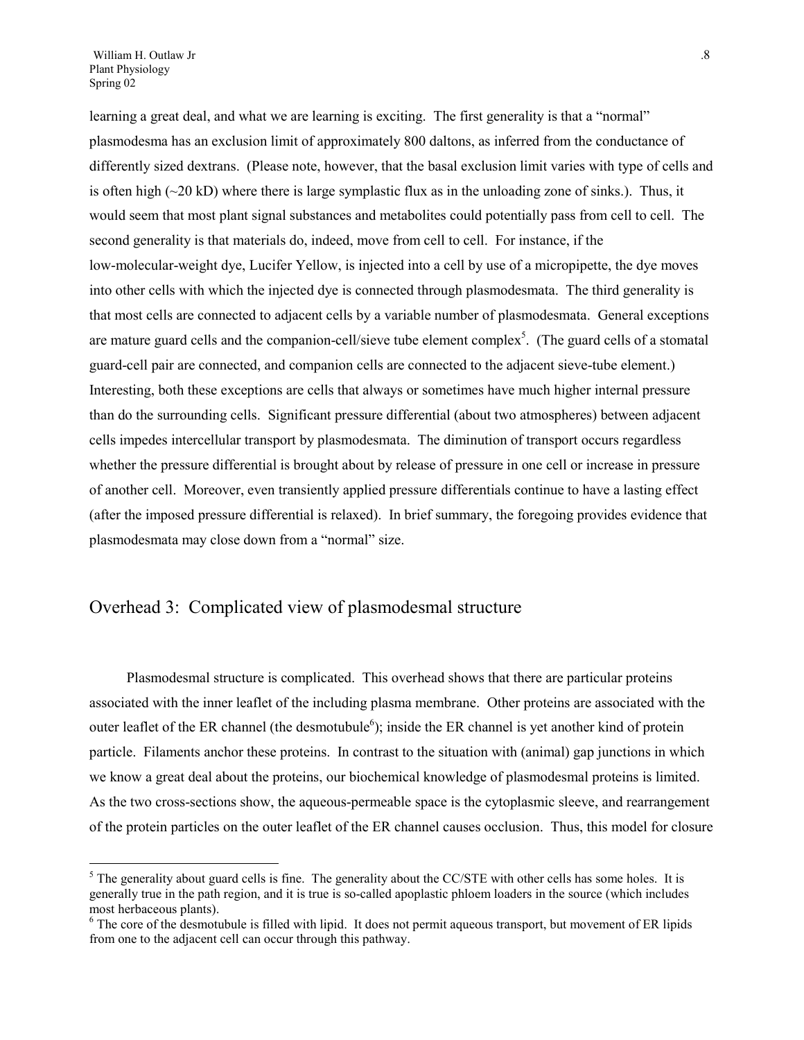learning a great deal, and what we are learning is exciting. The first generality is that a "normal" plasmodesma has an exclusion limit of approximately 800 daltons, as inferred from the conductance of differently sized dextrans. (Please note, however, that the basal exclusion limit varies with type of cells and is often high (~20 kD) where there is large symplastic flux as in the unloading zone of sinks.). Thus, it would seem that most plant signal substances and metabolites could potentially pass from cell to cell. The second generality is that materials do, indeed, move from cell to cell. For instance, if the low-molecular-weight dye, Lucifer Yellow, is injected into a cell by use of a micropipette, the dye moves into other cells with which the injected dye is connected through plasmodesmata. The third generality is that most cells are connected to adjacent cells by a variable number of plasmodesmata. General exceptions are mature guard cells and the companion-cell/sieve tube element complex[5]. (The guard cells of a stomatal guard-cell pair are connected, and companion cells are connected to the adjacent sieve-tube element.) Interesting, both these exceptions are cells that always or sometimes have much higher internal pressure than do the surrounding cells. Significant pressure differential (about two atmospheres) between adjacent cells impedes intercellular transport by plasmodesmata. The diminution of transport occurs regardless whether the pressure differential is brought about by release of pressure in one cell or increase in pressure of another cell. Moreover, even transiently applied pressure differentials continue to have a lasting effect (after the imposed pressure differential is relaxed). In brief summary, the foregoing provides evidence that plasmodesmata may close down from a "normal" size.

## Overhead 3: Complicated view of plasmodesmal structure

Plasmodesmal structure is complicated. This overhead shows that there are particular proteins associated with the inner leaflet of the including plasma membrane. Other proteins are associated with the outer leaflet of the ER channel (the desmotubule[6]); inside the ER channel is yet another kind of protein particle. Filaments anchor these proteins. In contrast to the situation with (animal) gap junctions in which we know a great deal about the proteins, our biochemical knowledge of plasmodesmal proteins is limited. As the two cross-sections show, the aqueous-permeable space is the cytoplasmic sleeve, and rearrangement of the protein particles on the outer leaflet of the ER channel causes occlusion. Thus, this model for closure

---

[5] The generality about guard cells is fine. The generality about the CC/STE with other cells has some holes. It is generally true in the path region, and it is true is so-called apoplastic phloem loaders in the source (which includes most herbaceous plants).

[6] The core of the desmotubule is filled with lipid. It does not permit aqueous transport, but movement of ER lipids from one to the adjacent cell can occur through this pathway.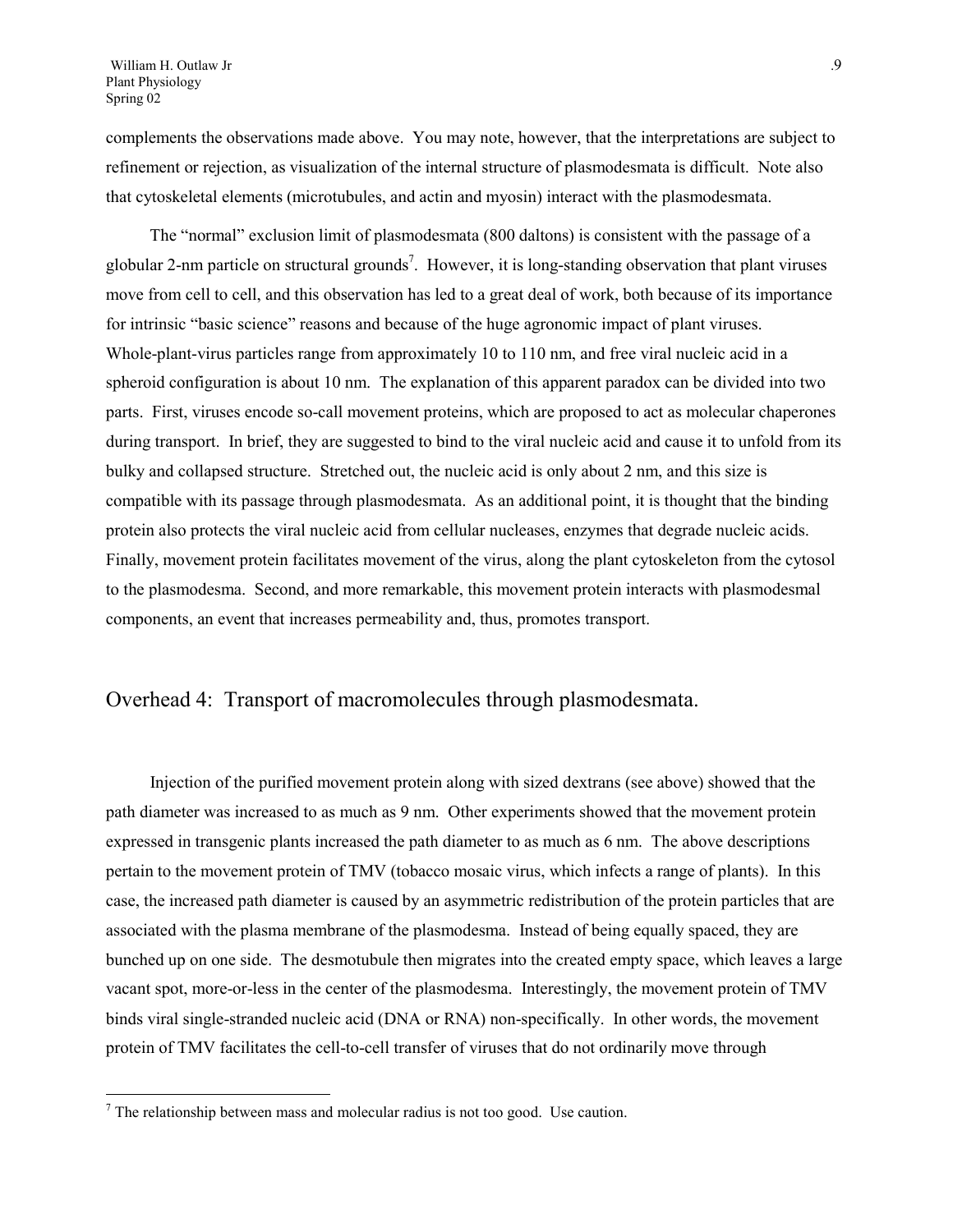complements the observations made above. You may note, however, that the interpretations are subject to refinement or rejection, as visualization of the internal structure of plasmodesmata is difficult. Note also that cytoskeletal elements (microtubules, and actin and myosin) interact with the plasmodesmata.

The "normal" exclusion limit of plasmodesmata (800 daltons) is consistent with the passage of a globular 2-nm particle on structural grounds[7]. However, it is long-standing observation that plant viruses move from cell to cell, and this observation has led to a great deal of work, both because of its importance for intrinsic "basic science" reasons and because of the huge agronomic impact of plant viruses. Whole-plant-virus particles range from approximately 10 to 110 nm, and free viral nucleic acid in a spheroid configuration is about 10 nm. The explanation of this apparent paradox can be divided into two parts. First, viruses encode so-call movement proteins, which are proposed to act as molecular chaperones during transport. In brief, they are suggested to bind to the viral nucleic acid and cause it to unfold from its bulky and collapsed structure. Stretched out, the nucleic acid is only about 2 nm, and this size is compatible with its passage through plasmodesmata. As an additional point, it is thought that the binding protein also protects the viral nucleic acid from cellular nucleases, enzymes that degrade nucleic acids. Finally, movement protein facilitates movement of the virus, along the plant cytoskeleton from the cytosol to the plasmodesma. Second, and more remarkable, this movement protein interacts with plasmodesmal components, an event that increases permeability and, thus, promotes transport.

## Overhead 4: Transport of macromolecules through plasmodesmata.

Injection of the purified movement protein along with sized dextrans (see above) showed that the path diameter was increased to as much as 9 nm. Other experiments showed that the movement protein expressed in transgenic plants increased the path diameter to as much as 6 nm. The above descriptions pertain to the movement protein of TMV (tobacco mosaic virus, which infects a range of plants). In this case, the increased path diameter is caused by an asymmetric redistribution of the protein particles that are associated with the plasma membrane of the plasmodesma. Instead of being equally spaced, they are bunched up on one side. The desmotubule then migrates into the created empty space, which leaves a large vacant spot, more-or-less in the center of the plasmodesma. Interestingly, the movement protein of TMV binds viral single-stranded nucleic acid (DNA or RNA) non-specifically. In other words, the movement protein of TMV facilitates the cell-to-cell transfer of viruses that do not ordinarily move through

[7] The relationship between mass and molecular radius is not too good. Use caution.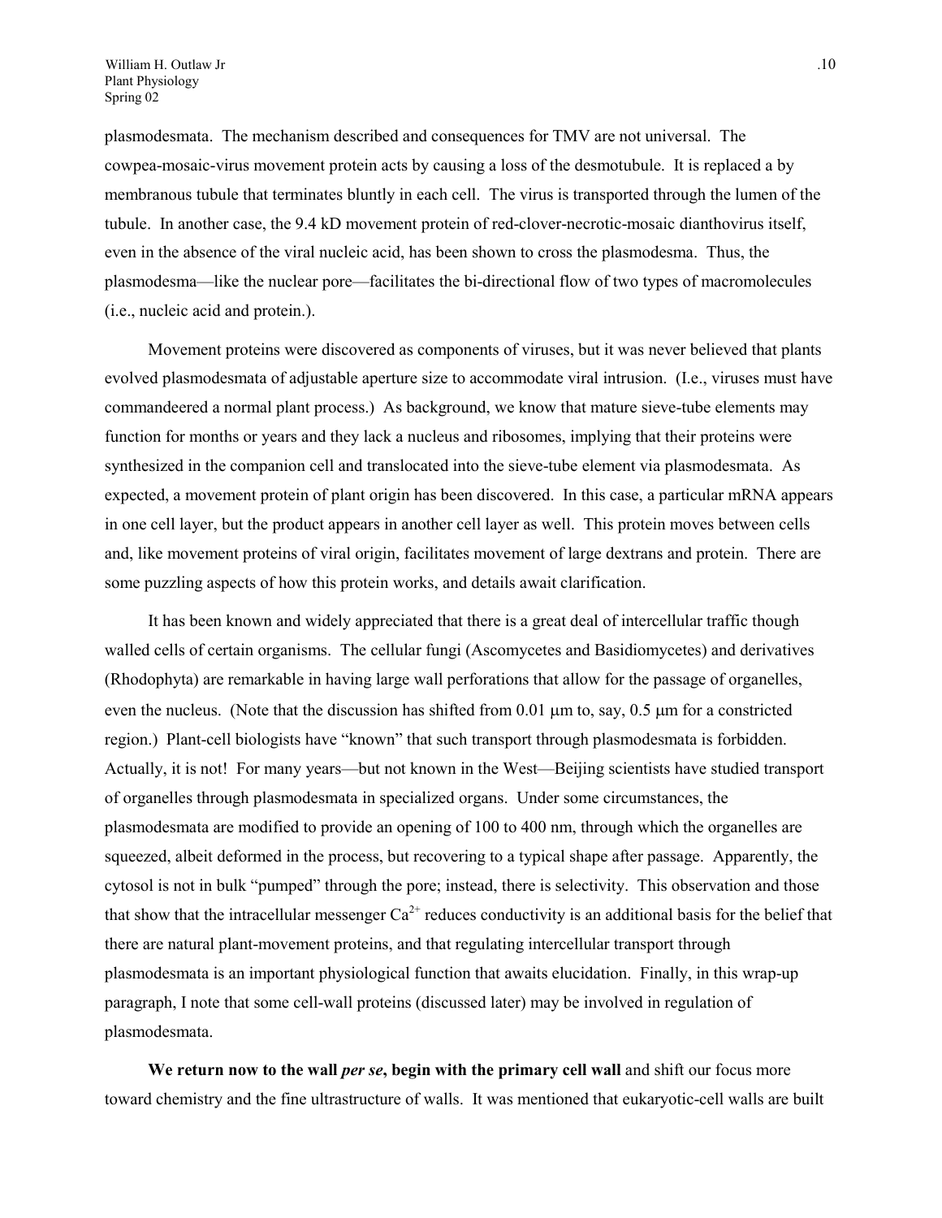plasmodesmata. The mechanism described and consequences for TMV are not universal. The cowpea-mosaic-virus movement protein acts by causing a loss of the desmotubule. It is replaced a by membranous tubule that terminates bluntly in each cell. The virus is transported through the lumen of the tubule. In another case, the 9.4 kD movement protein of red-clover-necrotic-mosaic dianthovirus itself, even in the absence of the viral nucleic acid, has been shown to cross the plasmodesma. Thus, the plasmodesma—like the nuclear pore—facilitates the bi-directional flow of two types of macromolecules (i.e., nucleic acid and protein.).

Movement proteins were discovered as components of viruses, but it was never believed that plants evolved plasmodesmata of adjustable aperture size to accommodate viral intrusion. (I.e., viruses must have commandeered a normal plant process.) As background, we know that mature sieve-tube elements may function for months or years and they lack a nucleus and ribosomes, implying that their proteins were synthesized in the companion cell and translocated into the sieve-tube element via plasmodesmata. As expected, a movement protein of plant origin has been discovered. In this case, a particular mRNA appears in one cell layer, but the product appears in another cell layer as well. This protein moves between cells and, like movement proteins of viral origin, facilitates movement of large dextrans and protein. There are some puzzling aspects of how this protein works, and details await clarification.

It has been known and widely appreciated that there is a great deal of intercellular traffic though walled cells of certain organisms. The cellular fungi (Ascomycetes and Basidiomycetes) and derivatives (Rhodophyta) are remarkable in having large wall perforations that allow for the passage of organelles, even the nucleus. (Note that the discussion has shifted from 0.01 μm to, say, 0.5 μm for a constricted region.) Plant-cell biologists have "known" that such transport through plasmodesmata is forbidden. Actually, it is not! For many years—but not known in the West—Beijing scientists have studied transport of organelles through plasmodesmata in specialized organs. Under some circumstances, the plasmodesmata are modified to provide an opening of 100 to 400 nm, through which the organelles are squeezed, albeit deformed in the process, but recovering to a typical shape after passage. Apparently, the cytosol is not in bulk "pumped" through the pore; instead, there is selectivity. This observation and those that show that the intracellular messenger $Ca^{2+}$ reduces conductivity is an additional basis for the belief that there are natural plant-movement proteins, and that regulating intercellular transport through plasmodesmata is an important physiological function that awaits elucidation. Finally, in this wrap-up paragraph, I note that some cell-wall proteins (discussed later) may be involved in regulation of plasmodesmata.

**We return now to the wall *per se*, begin with the primary cell wall** and shift our focus more toward chemistry and the fine ultrastructure of walls. It was mentioned that eukaryotic-cell walls are built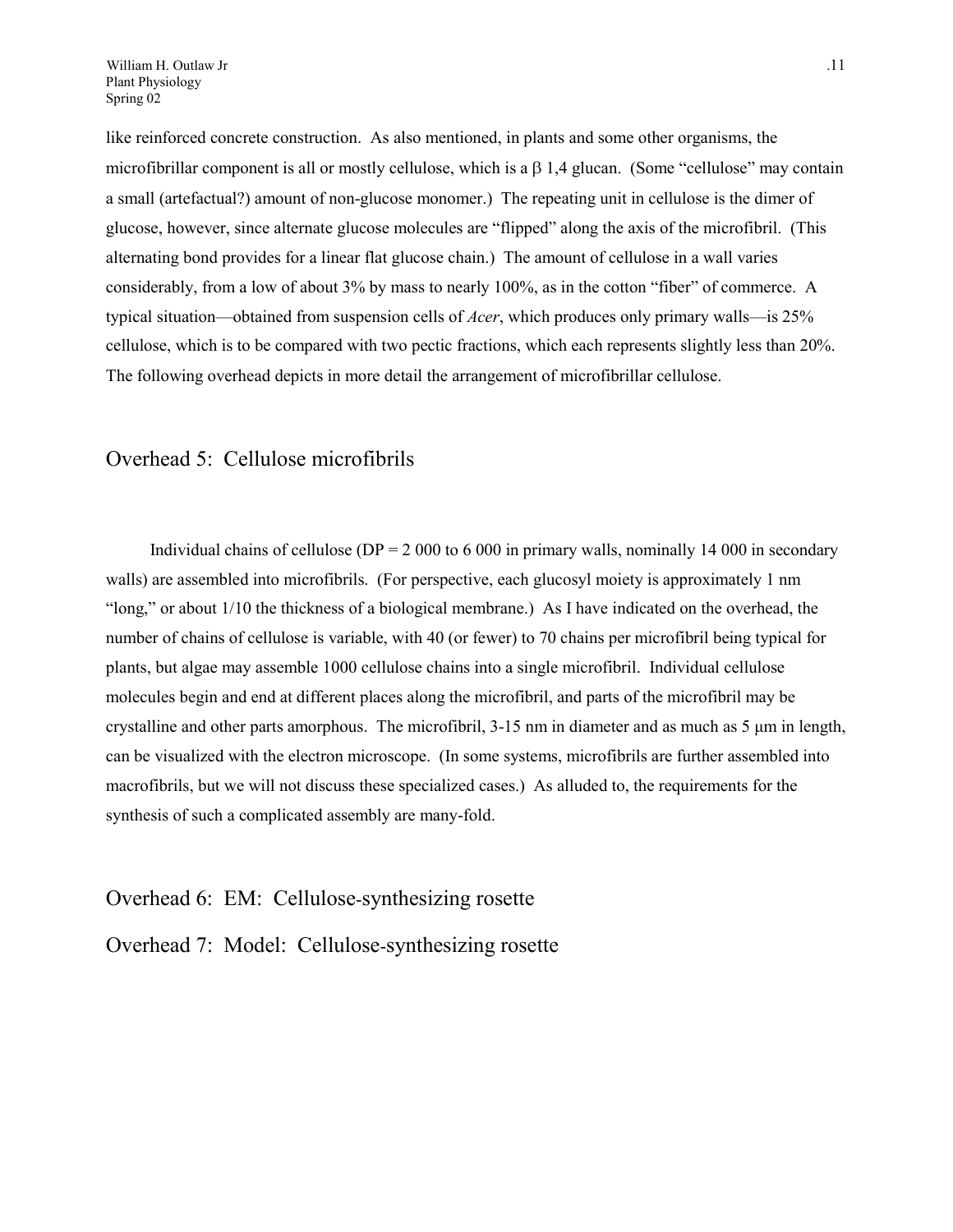like reinforced concrete construction. As also mentioned, in plants and some other organisms, the microfibrillar component is all or mostly cellulose, which is a $\beta$ 1,4 glucan. (Some "cellulose" may contain a small (artefactual?) amount of non-glucose monomer.) The repeating unit in cellulose is the dimer of glucose, however, since alternate glucose molecules are "flipped" along the axis of the microfibril. (This alternating bond provides for a linear flat glucose chain.) The amount of cellulose in a wall varies considerably, from a low of about 3% by mass to nearly 100%, as in the cotton "fiber" of commerce. A typical situation—obtained from suspension cells of *Acer*, which produces only primary walls—is 25% cellulose, which is to be compared with two pectic fractions, which each represents slightly less than 20%. The following overhead depicts in more detail the arrangement of microfibrillar cellulose.

## Overhead 5: Cellulose microfibrils

Individual chains of cellulose (DP = 2 000 to 6 000 in primary walls, nominally 14 000 in secondary walls) are assembled into microfibrils. (For perspective, each glucosyl moiety is approximately 1 nm "long," or about 1/10 the thickness of a biological membrane.) As I have indicated on the overhead, the number of chains of cellulose is variable, with 40 (or fewer) to 70 chains per microfibril being typical for plants, but algae may assemble 1000 cellulose chains into a single microfibril. Individual cellulose molecules begin and end at different places along the microfibril, and parts of the microfibril may be crystalline and other parts amorphous. The microfibril, 3-15 nm in diameter and as much as 5 μm in length, can be visualized with the electron microscope. (In some systems, microfibrils are further assembled into macrofibrils, but we will not discuss these specialized cases.) As alluded to, the requirements for the synthesis of such a complicated assembly are many-fold.

## Overhead 6: EM: Cellulose-synthesizing rosette

## Overhead 7: Model: Cellulose-synthesizing rosette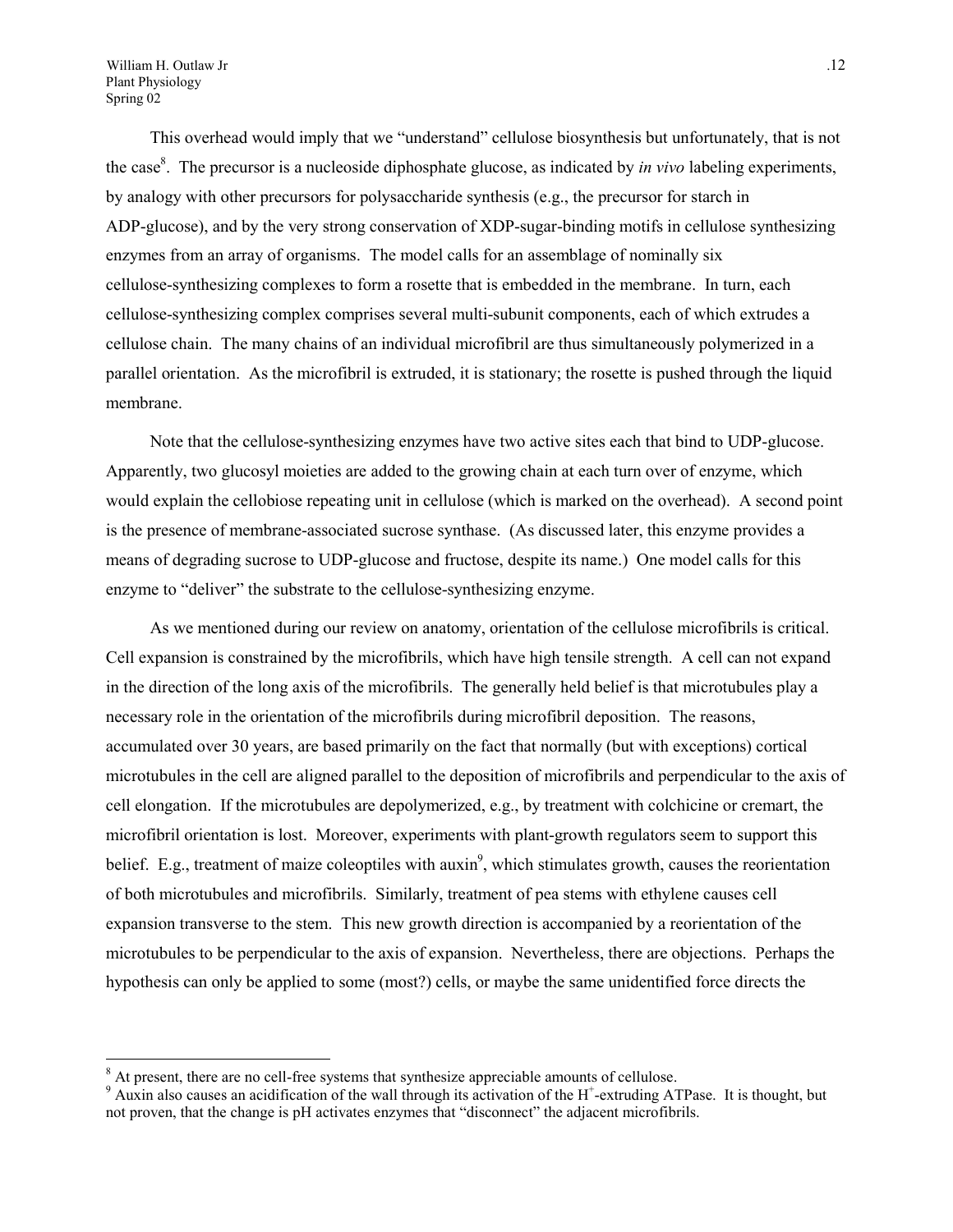This overhead would imply that we "understand" cellulose biosynthesis but unfortunately, that is not the case[8]. The precursor is a nucleoside diphosphate glucose, as indicated by *in vivo* labeling experiments, by analogy with other precursors for polysaccharide synthesis (e.g., the precursor for starch in ADP-glucose), and by the very strong conservation of XDP-sugar-binding motifs in cellulose synthesizing enzymes from an array of organisms. The model calls for an assemblage of nominally six cellulose-synthesizing complexes to form a rosette that is embedded in the membrane. In turn, each cellulose-synthesizing complex comprises several multi-subunit components, each of which extrudes a cellulose chain. The many chains of an individual microfibril are thus simultaneously polymerized in a parallel orientation. As the microfibril is extruded, it is stationary; the rosette is pushed through the liquid membrane.

Note that the cellulose-synthesizing enzymes have two active sites each that bind to UDP-glucose. Apparently, two glucosyl moieties are added to the growing chain at each turn over of enzyme, which would explain the cellobiose repeating unit in cellulose (which is marked on the overhead). A second point is the presence of membrane-associated sucrose synthase. (As discussed later, this enzyme provides a means of degrading sucrose to UDP-glucose and fructose, despite its name.) One model calls for this enzyme to "deliver" the substrate to the cellulose-synthesizing enzyme.

As we mentioned during our review on anatomy, orientation of the cellulose microfibrils is critical. Cell expansion is constrained by the microfibrils, which have high tensile strength. A cell can not expand in the direction of the long axis of the microfibrils. The generally held belief is that microtubules play a necessary role in the orientation of the microfibrils during microfibril deposition. The reasons, accumulated over 30 years, are based primarily on the fact that normally (but with exceptions) cortical microtubules in the cell are aligned parallel to the deposition of microfibrils and perpendicular to the axis of cell elongation. If the microtubules are depolymerized, e.g., by treatment with colchicine or cremart, the microfibril orientation is lost. Moreover, experiments with plant-growth regulators seem to support this belief. E.g., treatment of maize coleoptiles with auxin[9], which stimulates growth, causes the reorientation of both microtubules and microfibrils. Similarly, treatment of pea stems with ethylene causes cell expansion transverse to the stem. This new growth direction is accompanied by a reorientation of the microtubules to be perpendicular to the axis of expansion. Nevertheless, there are objections. Perhaps the hypothesis can only be applied to some (most?) cells, or maybe the same unidentified force directs the

---

[8] At present, there are no cell-free systems that synthesize appreciable amounts of cellulose.

[9] Auxin also causes an acidification of the wall through its activation of the $H^+$-extruding ATPase. It is thought, but not proven, that the change is pH activates enzymes that "disconnect" the adjacent microfibrils.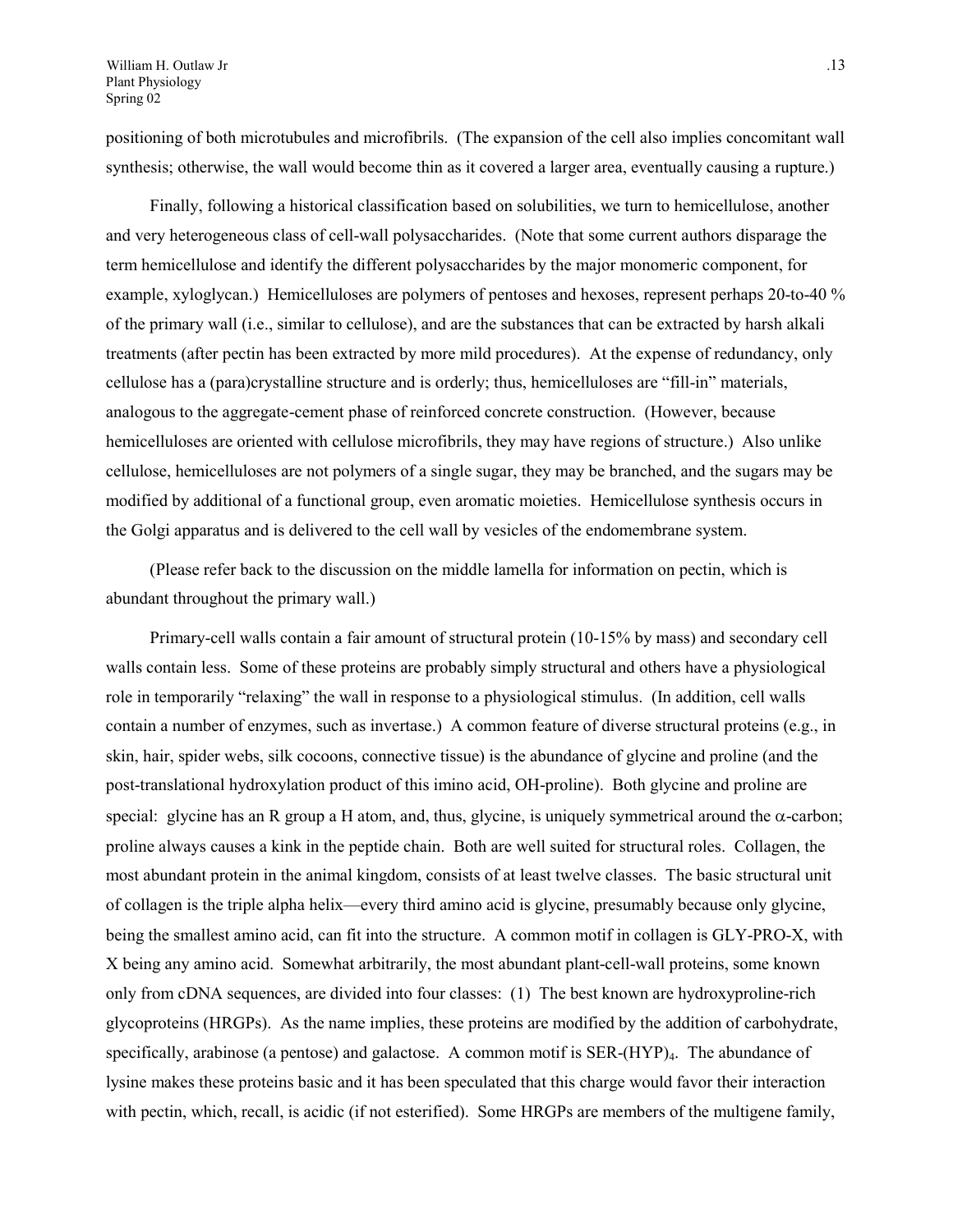positioning of both microtubules and microfibrils. (The expansion of the cell also implies concomitant wall synthesis; otherwise, the wall would become thin as it covered a larger area, eventually causing a rupture.)

Finally, following a historical classification based on solubilities, we turn to hemicellulose, another and very heterogeneous class of cell-wall polysaccharides. (Note that some current authors disparage the term hemicellulose and identify the different polysaccharides by the major monomeric component, for example, xyloglycan.) Hemicelluloses are polymers of pentoses and hexoses, represent perhaps 20-to-40 % of the primary wall (i.e., similar to cellulose), and are the substances that can be extracted by harsh alkali treatments (after pectin has been extracted by more mild procedures). At the expense of redundancy, only cellulose has a (para)crystalline structure and is orderly; thus, hemicelluloses are "fill-in" materials, analogous to the aggregate-cement phase of reinforced concrete construction. (However, because hemicelluloses are oriented with cellulose microfibrils, they may have regions of structure.) Also unlike cellulose, hemicelluloses are not polymers of a single sugar, they may be branched, and the sugars may be modified by additional of a functional group, even aromatic moieties. Hemicellulose synthesis occurs in the Golgi apparatus and is delivered to the cell wall by vesicles of the endomembrane system.

(Please refer back to the discussion on the middle lamella for information on pectin, which is abundant throughout the primary wall.)

Primary-cell walls contain a fair amount of structural protein (10-15% by mass) and secondary cell walls contain less. Some of these proteins are probably simply structural and others have a physiological role in temporarily "relaxing" the wall in response to a physiological stimulus. (In addition, cell walls contain a number of enzymes, such as invertase.) A common feature of diverse structural proteins (e.g., in skin, hair, spider webs, silk cocoons, connective tissue) is the abundance of glycine and proline (and the post-translational hydroxylation product of this imino acid, OH-proline). Both glycine and proline are special: glycine has an R group a H atom, and, thus, glycine, is uniquely symmetrical around the $\alpha$-carbon; proline always causes a kink in the peptide chain. Both are well suited for structural roles. Collagen, the most abundant protein in the animal kingdom, consists of at least twelve classes. The basic structural unit of collagen is the triple alpha helix—every third amino acid is glycine, presumably because only glycine, being the smallest amino acid, can fit into the structure. A common motif in collagen is GLY-PRO-X, with X being any amino acid. Somewhat arbitrarily, the most abundant plant-cell-wall proteins, some known only from cDNA sequences, are divided into four classes: (1) The best known are hydroxyproline-rich glycoproteins (HRGPs). As the name implies, these proteins are modified by the addition of carbohydrate, specifically, arabinose (a pentose) and galactose. A common motif is SER-$(HYP)_4$. The abundance of lysine makes these proteins basic and it has been speculated that this charge would favor their interaction with pectin, which, recall, is acidic (if not esterified). Some HRGPs are members of the multigene family,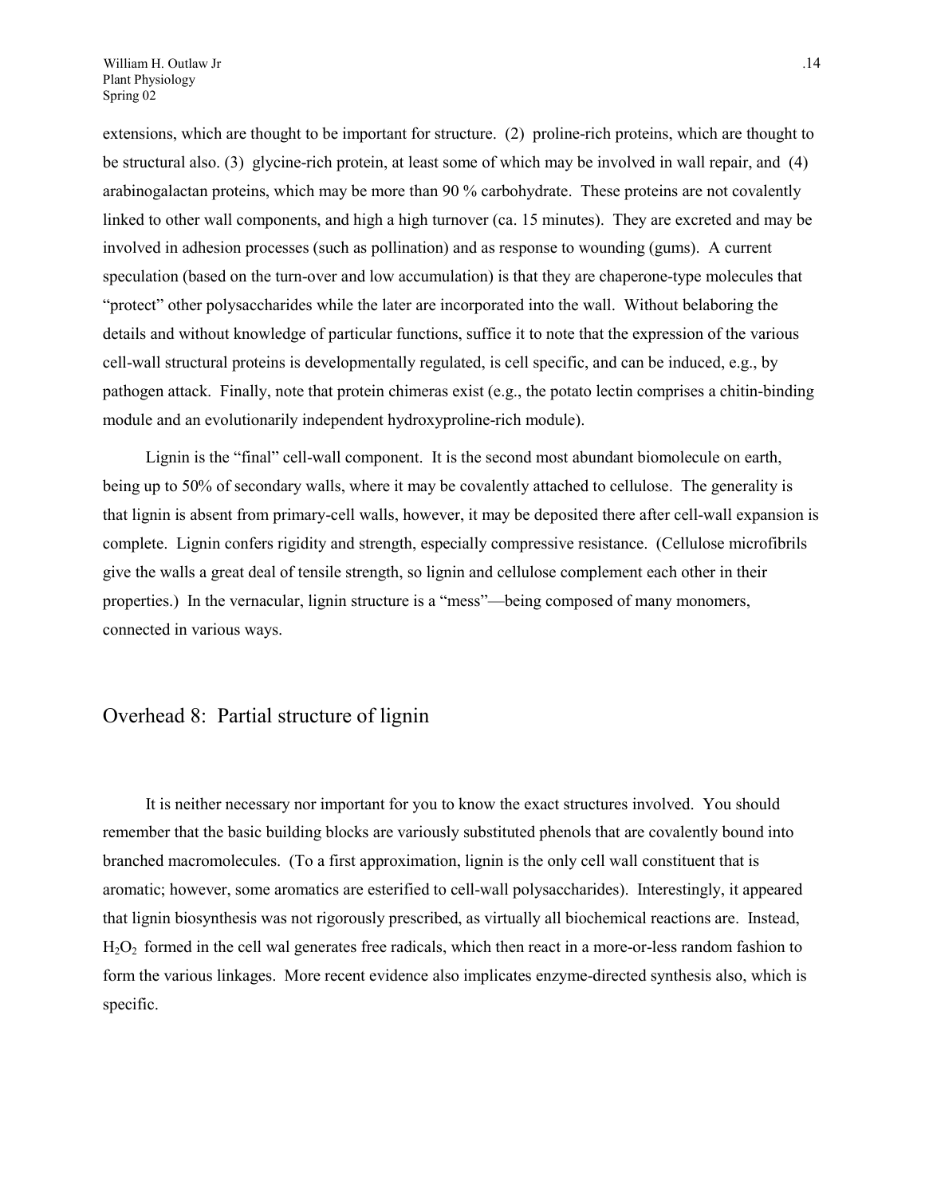extensions, which are thought to be important for structure. (2) proline-rich proteins, which are thought to be structural also. (3) glycine-rich protein, at least some of which may be involved in wall repair, and (4) arabinogalactan proteins, which may be more than 90 % carbohydrate. These proteins are not covalently linked to other wall components, and high a high turnover (ca. 15 minutes). They are excreted and may be involved in adhesion processes (such as pollination) and as response to wounding (gums). A current speculation (based on the turn-over and low accumulation) is that they are chaperone-type molecules that "protect" other polysaccharides while the later are incorporated into the wall. Without belaboring the details and without knowledge of particular functions, suffice it to note that the expression of the various cell-wall structural proteins is developmentally regulated, is cell specific, and can be induced, e.g., by pathogen attack. Finally, note that protein chimeras exist (e.g., the potato lectin comprises a chitin-binding module and an evolutionarily independent hydroxyproline-rich module).

Lignin is the "final" cell-wall component. It is the second most abundant biomolecule on earth, being up to 50% of secondary walls, where it may be covalently attached to cellulose. The generality is that lignin is absent from primary-cell walls, however, it may be deposited there after cell-wall expansion is complete. Lignin confers rigidity and strength, especially compressive resistance. (Cellulose microfibrils give the walls a great deal of tensile strength, so lignin and cellulose complement each other in their properties.) In the vernacular, lignin structure is a "mess"—being composed of many monomers, connected in various ways.

## Overhead 8: Partial structure of lignin

It is neither necessary nor important for you to know the exact structures involved. You should remember that the basic building blocks are variously substituted phenols that are covalently bound into branched macromolecules. (To a first approximation, lignin is the only cell wall constituent that is aromatic; however, some aromatics are esterified to cell-wall polysaccharides). Interestingly, it appeared that lignin biosynthesis was not rigorously prescribed, as virtually all biochemical reactions are. Instead, $H_2O_2$ formed in the cell wal generates free radicals, which then react in a more-or-less random fashion to form the various linkages. More recent evidence also implicates enzyme-directed synthesis also, which is specific.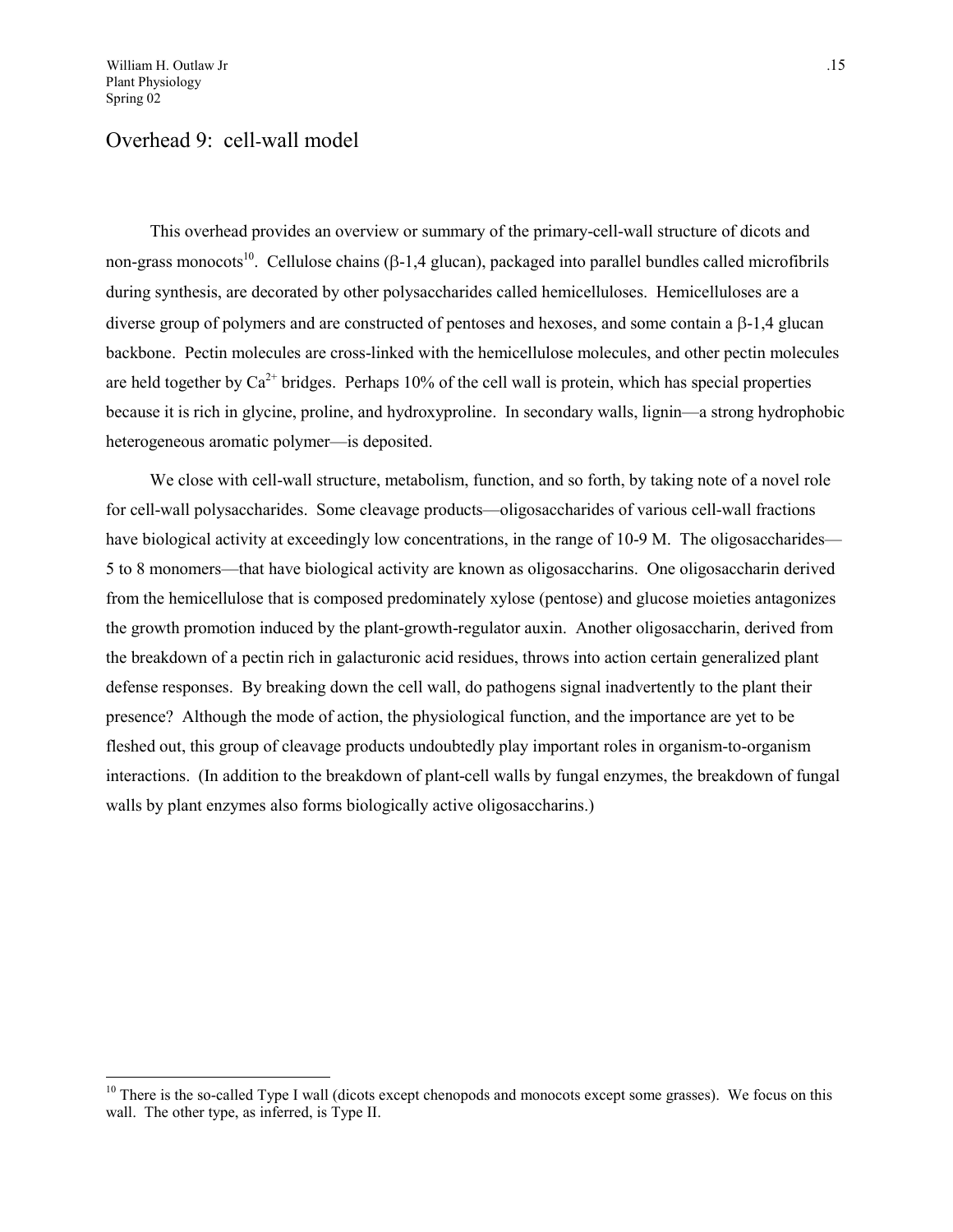## Overhead 9: cell-wall model

This overhead provides an overview or summary of the primary-cell-wall structure of dicots and non-grass monocots[10]. Cellulose chains (β-1,4 glucan), packaged into parallel bundles called microfibrils during synthesis, are decorated by other polysaccharides called hemicelluloses. Hemicelluloses are a diverse group of polymers and are constructed of pentoses and hexoses, and some contain a β-1,4 glucan backbone. Pectin molecules are cross-linked with the hemicellulose molecules, and other pectin molecules are held together by $Ca^{2+}$ bridges. Perhaps 10% of the cell wall is protein, which has special properties because it is rich in glycine, proline, and hydroxyproline. In secondary walls, lignin—a strong hydrophobic heterogeneous aromatic polymer—is deposited.

We close with cell-wall structure, metabolism, function, and so forth, by taking note of a novel role for cell-wall polysaccharides. Some cleavage products—oligosaccharides of various cell-wall fractions have biological activity at exceedingly low concentrations, in the range of 10-9 M. The oligosaccharides—5 to 8 monomers—that have biological activity are known as oligosaccharins. One oligosaccharin derived from the hemicellulose that is composed predominately xylose (pentose) and glucose moieties antagonizes the growth promotion induced by the plant-growth-regulator auxin. Another oligosaccharin, derived from the breakdown of a pectin rich in galacturonic acid residues, throws into action certain generalized plant defense responses. By breaking down the cell wall, do pathogens signal inadvertently to the plant their presence? Although the mode of action, the physiological function, and the importance are yet to be fleshed out, this group of cleavage products undoubtedly play important roles in organism-to-organism interactions. (In addition to the breakdown of plant-cell walls by fungal enzymes, the breakdown of fungal walls by plant enzymes also forms biologically active oligosaccharins.)

---

[10] There is the so-called Type I wall (dicots except chenopods and monocots except some grasses). We focus on this wall. The other type, as inferred, is Type II.